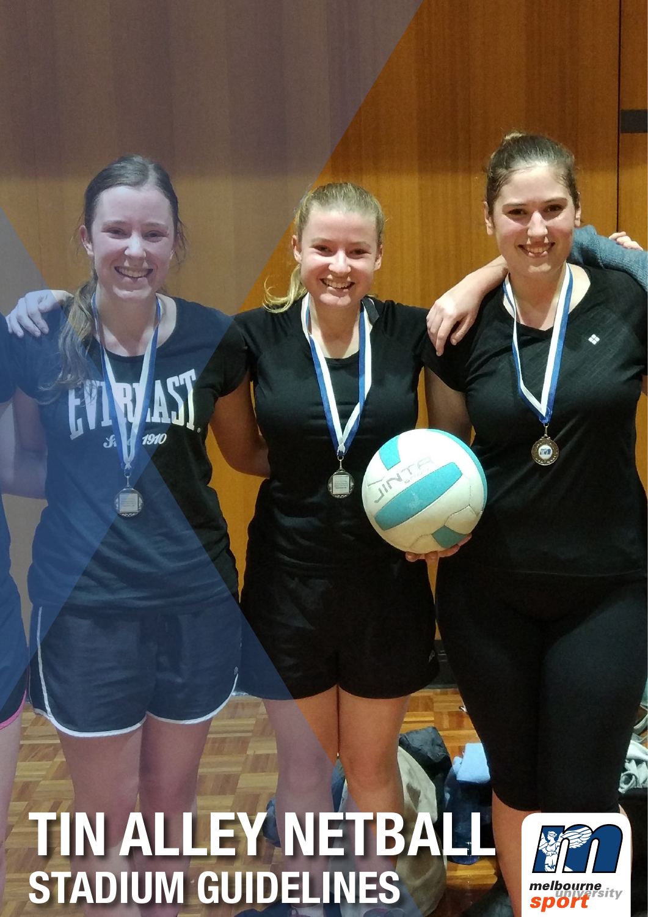# TIN ALLEY NETBALL
## STADIUM GUIDELINES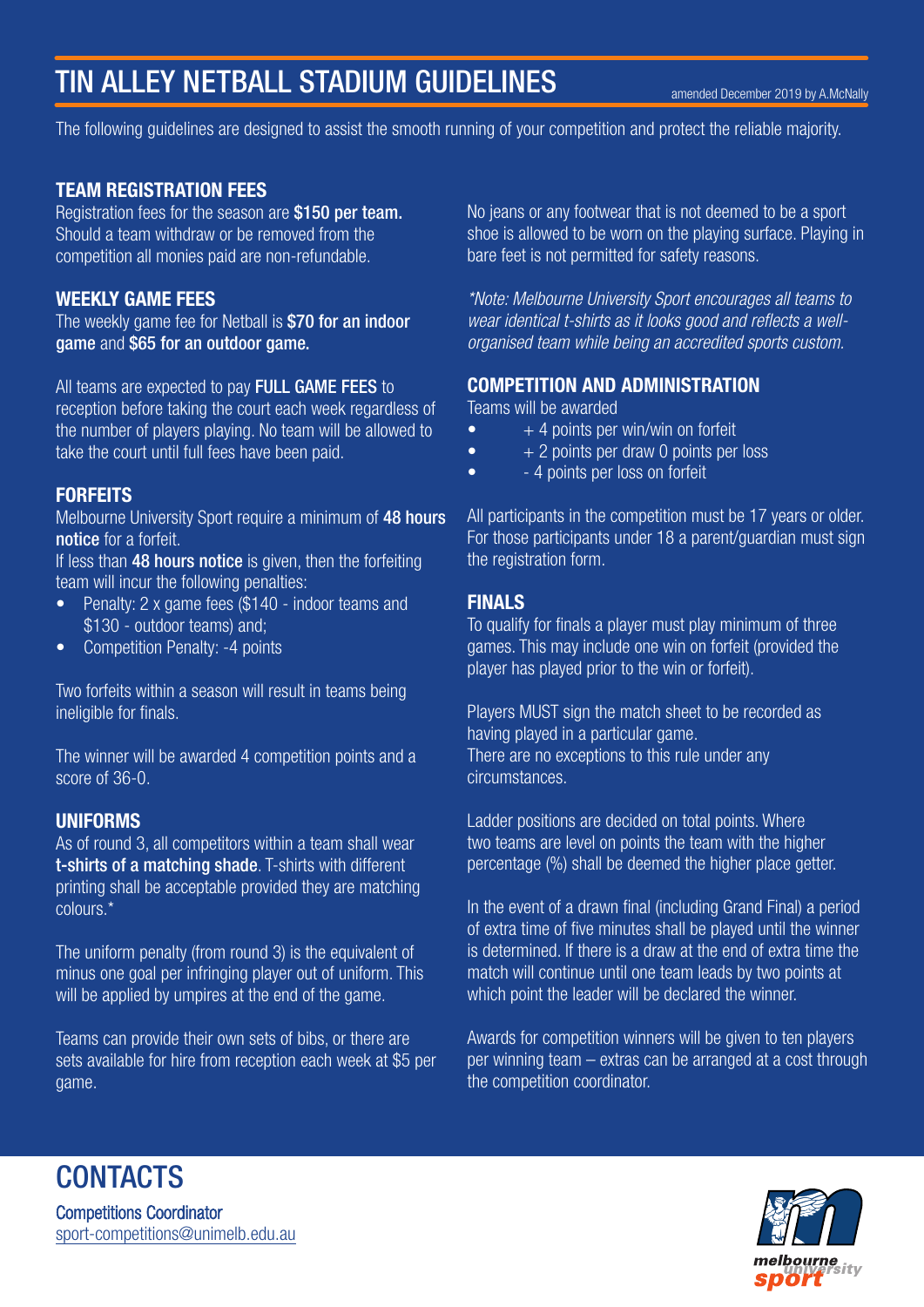# TIN ALLEY NETBALL STADIUM GUIDELINES

amended December 2019 by A.McNally

The following guidelines are designed to assist the smooth running of your competition and protect the reliable majority.

## TEAM REGISTRATION FEES

Registration fees for the season are **$150 per team.** Should a team withdraw or be removed from the competition all monies paid are non-refundable.

## WEEKLY GAME FEES

The weekly game fee for Netball is **$70 for an indoor game** and **$65 for an outdoor game.**

All teams are expected to pay **FULL GAME FEES** to reception before taking the court each week regardless of the number of players playing. No team will be allowed to take the court until full fees have been paid.

## FORFEITS

Melbourne University Sport require a minimum of **48 hours notice** for a forfeit.
If less than **48 hours notice** is given, then the forfeiting team will incur the following penalties:

- Penalty: 2 x game fees ($140 - indoor teams and $130 - outdoor teams) and;
- Competition Penalty: -4 points

Two forfeits within a season will result in teams being ineligible for finals.

The winner will be awarded 4 competition points and a score of 36-0.

## UNIFORMS

As of round 3, all competitors within a team shall wear **t-shirts of a matching shade**. T-shirts with different printing shall be acceptable provided they are matching colours.*

The uniform penalty (from round 3) is the equivalent of minus one goal per infringing player out of uniform. This will be applied by umpires at the end of the game.

Teams can provide their own sets of bibs, or there are sets available for hire from reception each week at $5 per game.

No jeans or any footwear that is not deemed to be a sport shoe is allowed to be worn on the playing surface. Playing in bare feet is not permitted for safety reasons.

*\*Note: Melbourne University Sport encourages all teams to wear identical t-shirts as it looks good and reflects a well-organised team while being an accredited sports custom.*

## COMPETITION AND ADMINISTRATION

Teams will be awarded

- \+ 4 points per win/win on forfeit
- \+ 2 points per draw 0 points per loss
- \- 4 points per loss on forfeit

All participants in the competition must be 17 years or older. For those participants under 18 a parent/guardian must sign the registration form.

## FINALS

To qualify for finals a player must play minimum of three games. This may include one win on forfeit (provided the player has played prior to the win or forfeit).

Players MUST sign the match sheet to be recorded as having played in a particular game.
There are no exceptions to this rule under any circumstances.

Ladder positions are decided on total points. Where two teams are level on points the team with the higher percentage (%) shall be deemed the higher place getter.

In the event of a drawn final (including Grand Final) a period of extra time of five minutes shall be played until the winner is determined. If there is a draw at the end of extra time the match will continue until one team leads by two points at which point the leader will be declared the winner.

Awards for competition winners will be given to ten players per winning team – extras can be arranged at a cost through the competition coordinator.

# CONTACTS

Competitions Coordinator
sport-competitions@unimelb.edu.au

melbourne university sport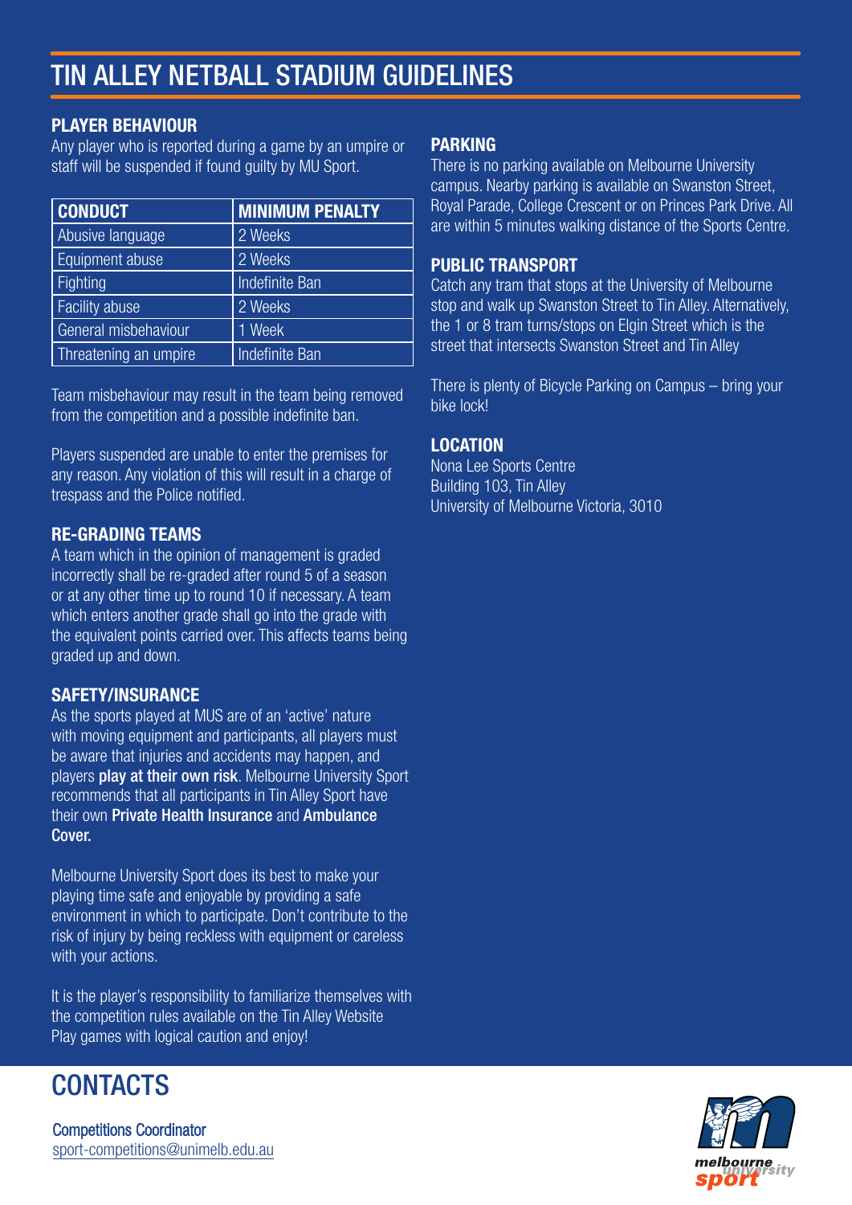# TIN ALLEY NETBALL STADIUM GUIDELINES

## PLAYER BEHAVIOUR

Any player who is reported during a game by an umpire or staff will be suspended if found guilty by MU Sport.

| CONDUCT | MINIMUM PENALTY |
|---|---|
| Abusive language | 2 Weeks |
| Equipment abuse | 2 Weeks |
| Fighting | Indefinite Ban |
| Facility abuse | 2 Weeks |
| General misbehaviour | 1 Week |
| Threatening an umpire | Indefinite Ban |

Team misbehaviour may result in the team being removed from the competition and a possible indefinite ban.

Players suspended are unable to enter the premises for any reason. Any violation of this will result in a charge of trespass and the Police notified.

## RE-GRADING TEAMS

A team which in the opinion of management is graded incorrectly shall be re-graded after round 5 of a season or at any other time up to round 10 if necessary. A team which enters another grade shall go into the grade with the equivalent points carried over. This affects teams being graded up and down.

## SAFETY/INSURANCE

As the sports played at MUS are of an 'active' nature with moving equipment and participants, all players must be aware that injuries and accidents may happen, and players **play at their own risk**. Melbourne University Sport recommends that all participants in Tin Alley Sport have their own **Private Health Insurance** and **Ambulance Cover.**

Melbourne University Sport does its best to make your playing time safe and enjoyable by providing a safe environment in which to participate. Don't contribute to the risk of injury by being reckless with equipment or careless with your actions.

It is the player's responsibility to familiarize themselves with the competition rules available on the Tin Alley Website Play games with logical caution and enjoy!

## PARKING

There is no parking available on Melbourne University campus. Nearby parking is available on Swanston Street, Royal Parade, College Crescent or on Princes Park Drive. All are within 5 minutes walking distance of the Sports Centre.

## PUBLIC TRANSPORT

Catch any tram that stops at the University of Melbourne stop and walk up Swanston Street to Tin Alley. Alternatively, the 1 or 8 tram turns/stops on Elgin Street which is the street that intersects Swanston Street and Tin Alley

There is plenty of Bicycle Parking on Campus – bring your bike lock!

## LOCATION

Nona Lee Sports Centre
Building 103, Tin Alley
University of Melbourne Victoria, 3010

# CONTACTS

Competitions Coordinator
sport-competitions@unimelb.edu.au

melbourne university sport